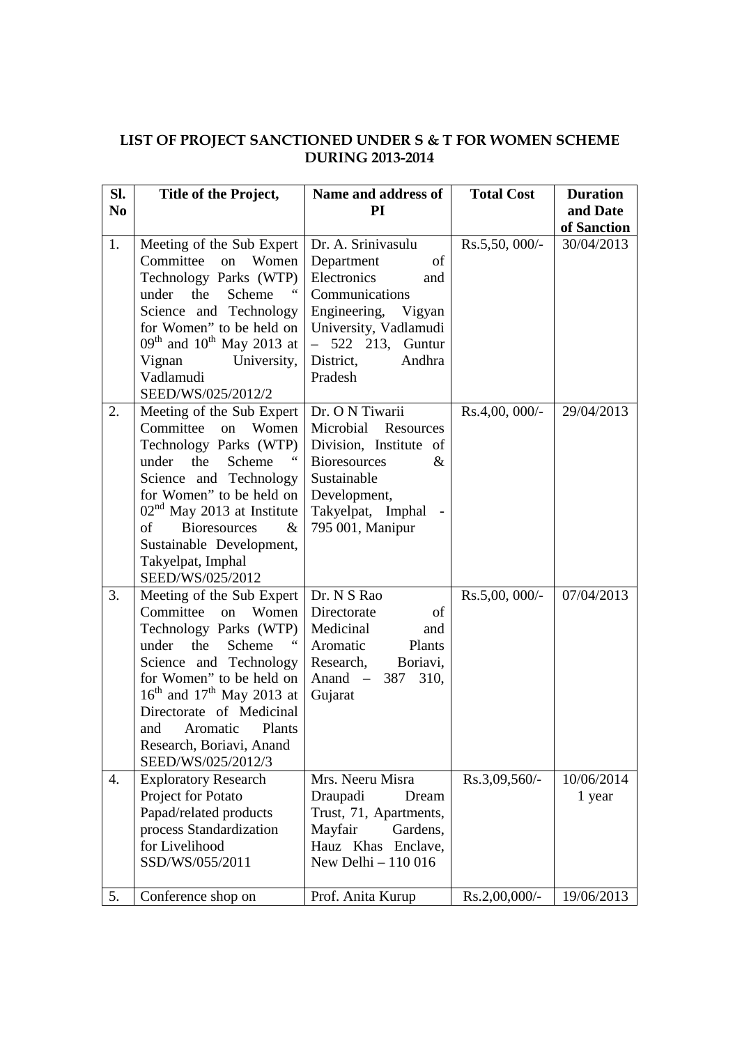# LIST OF PROJECT SANCTIONED UNDER S & T FOR WOMEN SCHEME DURING 2013-2014

| Sl. No | Title of the Project, | Name and address of PI | Total Cost | Duration and Date of Sanction |
|---|---|---|---|---|
| 1. | Meeting of the Sub Expert Committee on Women Technology Parks (WTP) under the Scheme " Science and Technology for Women" to be held on 09th and 10th May 2013 at Vignan University, Vadlamudi SEED/WS/025/2012/2 | Dr. A. Srinivasulu Department of Electronics and Communications Engineering, Vigyan University, Vadlamudi – 522 213, Guntur District, Andhra Pradesh | Rs.5,50, 000/- | 30/04/2013 |
| 2. | Meeting of the Sub Expert Committee on Women Technology Parks (WTP) under the Scheme " Science and Technology for Women" to be held on 02nd May 2013 at Institute of Bioresources & Sustainable Development, Takyelpat, Imphal SEED/WS/025/2012 | Dr. O N Tiwarii Microbial Resources Division, Institute of Bioresources & Sustainable Development, Takyelpat, Imphal - 795 001, Manipur | Rs.4,00, 000/- | 29/04/2013 |
| 3. | Meeting of the Sub Expert Committee on Women Technology Parks (WTP) under the Scheme " Science and Technology for Women" to be held on 16th and 17th May 2013 at Directorate of Medicinal and Aromatic Plants Research, Boriavi, Anand SEED/WS/025/2012/3 | Dr. N S Rao Directorate of Medicinal and Aromatic Plants Research, Boriavi, Anand – 387 310, Gujarat | Rs.5,00, 000/- | 07/04/2013 |
| 4. | Exploratory Research Project for Potato Papad/related products process Standardization for Livelihood SSD/WS/055/2011 | Mrs. Neeru Misra Draupadi Dream Trust, 71, Apartments, Mayfair Gardens, Hauz Khas Enclave, New Delhi – 110 016 | Rs.3,09,560/- | 10/06/2014 1 year |
| 5. | Conference shop on | Prof. Anita Kurup | Rs.2,00,000/- | 19/06/2013 |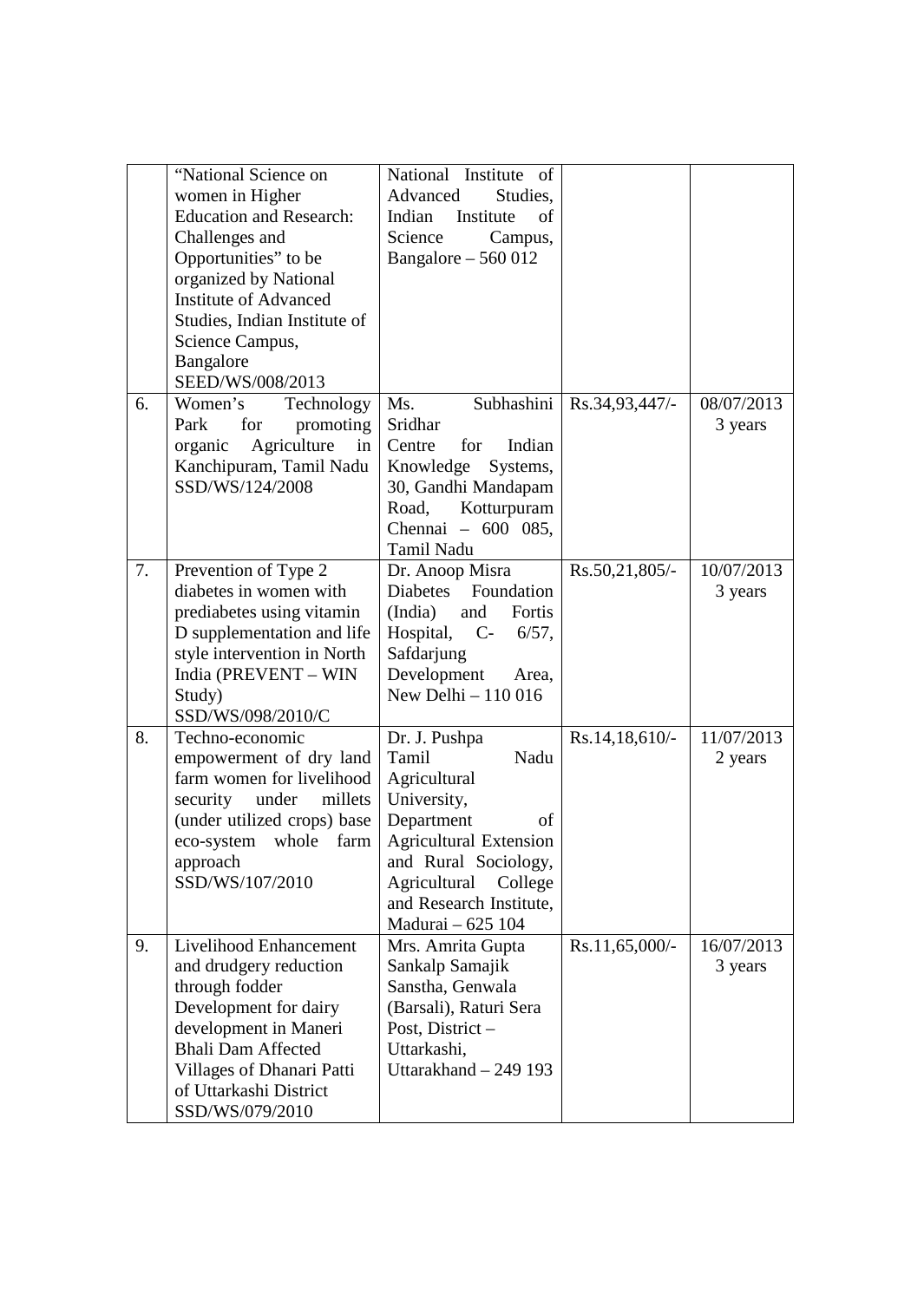| | | | | |
|---|---|---|---|---|
| | "National Science on women in Higher Education and Research: Challenges and Opportunities" to be organized by National Institute of Advanced Studies, Indian Institute of Science Campus, Bangalore SEED/WS/008/2013 | National Institute of Advanced Studies, Indian Institute of Science Campus, Bangalore – 560 012 | | |
| 6. | Women's Technology Park for promoting organic Agriculture in Kanchipuram, Tamil Nadu SSD/WS/124/2008 | Ms. Subhashini Sridhar Centre for Indian Knowledge Systems, 30, Gandhi Mandapam Road, Kotturpuram Chennai – 600 085, Tamil Nadu | Rs.34,93,447/- | 08/07/2013 3 years |
| 7. | Prevention of Type 2 diabetes in women with prediabetes using vitamin D supplementation and life style intervention in North India (PREVENT – WIN Study) SSD/WS/098/2010/C | Dr. Anoop Misra Diabetes Foundation (India) and Fortis Hospital, C- 6/57, Safdarjung Development Area, New Delhi – 110 016 | Rs.50,21,805/- | 10/07/2013 3 years |
| 8. | Techno-economic empowerment of dry land farm women for livelihood security under millets (under utilized crops) base eco-system whole farm approach SSD/WS/107/2010 | Dr. J. Pushpa Tamil Nadu Agricultural University, Department of Agricultural Extension and Rural Sociology, Agricultural College and Research Institute, Madurai – 625 104 | Rs.14,18,610/- | 11/07/2013 2 years |
| 9. | Livelihood Enhancement and drudgery reduction through fodder Development for dairy development in Maneri Bhali Dam Affected Villages of Dhanari Patti of Uttarkashi District SSD/WS/079/2010 | Mrs. Amrita Gupta Sankalp Samajik Sanstha, Genwala (Barsali), Raturi Sera Post, District – Uttarkashi, Uttarakhand – 249 193 | Rs.11,65,000/- | 16/07/2013 3 years |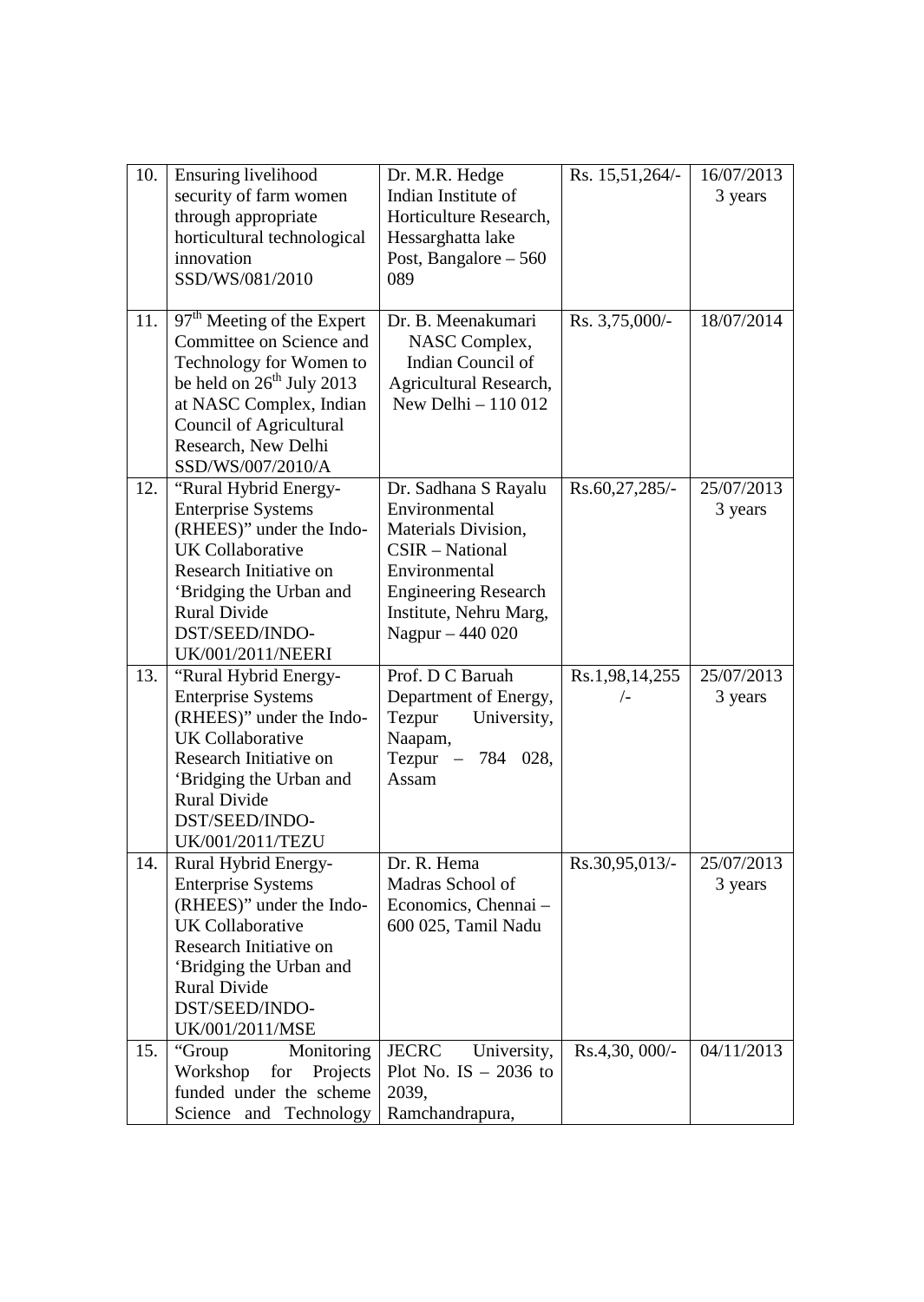| 10. | Ensuring livelihood security of farm women through appropriate horticultural technological innovation SSD/WS/081/2010 | Dr. M.R. Hedge Indian Institute of Horticulture Research, Hessarghatta lake Post, Bangalore – 560 089 | Rs. 15,51,264/- | 16/07/2013 3 years |
|---|---|---|---|---|
| 11. | 97th Meeting of the Expert Committee on Science and Technology for Women to be held on 26th July 2013 at NASC Complex, Indian Council of Agricultural Research, New Delhi SSD/WS/007/2010/A | Dr. B. Meenakumari NASC Complex, Indian Council of Agricultural Research, New Delhi – 110 012 | Rs. 3,75,000/- | 18/07/2014 |
| 12. | "Rural Hybrid Energy-Enterprise Systems (RHEES)" under the Indo-UK Collaborative Research Initiative on 'Bridging the Urban and Rural Divide DST/SEED/INDO-UK/001/2011/NEERI | Dr. Sadhana S Rayalu Environmental Materials Division, CSIR – National Environmental Engineering Research Institute, Nehru Marg, Nagpur – 440 020 | Rs.60,27,285/- | 25/07/2013 3 years |
| 13. | "Rural Hybrid Energy-Enterprise Systems (RHEES)" under the Indo-UK Collaborative Research Initiative on 'Bridging the Urban and Rural Divide DST/SEED/INDO-UK/001/2011/TEZU | Prof. D C Baruah Department of Energy, Tezpur University, Naapam, Tezpur – 784 028, Assam | Rs.1,98,14,255 /- | 25/07/2013 3 years |
| 14. | Rural Hybrid Energy-Enterprise Systems (RHEES)" under the Indo-UK Collaborative Research Initiative on 'Bridging the Urban and Rural Divide DST/SEED/INDO-UK/001/2011/MSE | Dr. R. Hema Madras School of Economics, Chennai – 600 025, Tamil Nadu | Rs.30,95,013/- | 25/07/2013 3 years |
| 15. | "Group Monitoring Workshop for Projects funded under the scheme Science and Technology | JECRC University, Plot No. IS – 2036 to 2039, Ramchandrapura, | Rs.4,30, 000/- | 04/11/2013 |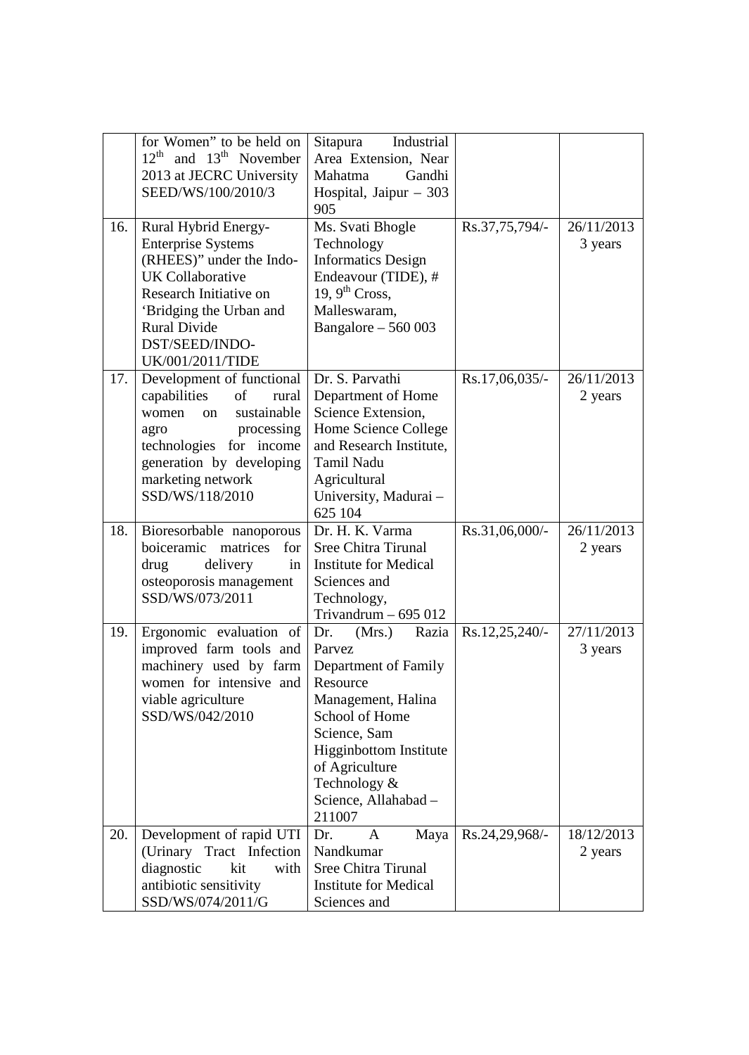| | | | | |
|---|---|---|---|---|
| | for Women" to be held on 12th and 13th November 2013 at JECRC University SEED/WS/100/2010/3 | Sitapura Industrial Area Extension, Near Mahatma Gandhi Hospital, Jaipur – 303 905 | | |
| 16. | Rural Hybrid Energy-Enterprise Systems (RHEES)" under the Indo-UK Collaborative Research Initiative on 'Bridging the Urban and Rural Divide DST/SEED/INDO-UK/001/2011/TIDE | Ms. Svati Bhogle Technology Informatics Design Endeavour (TIDE), # 19, 9th Cross, Malleswaram, Bangalore – 560 003 | Rs.37,75,794/- | 26/11/2013 3 years |
| 17. | Development of functional capabilities of rural women on sustainable agro processing technologies for income generation by developing marketing network SSD/WS/118/2010 | Dr. S. Parvathi Department of Home Science Extension, Home Science College and Research Institute, Tamil Nadu Agricultural University, Madurai – 625 104 | Rs.17,06,035/- | 26/11/2013 2 years |
| 18. | Bioresorbable nanoporous boiceramic matrices for drug delivery in osteoporosis management SSD/WS/073/2011 | Dr. H. K. Varma Sree Chitra Tirunal Institute for Medical Sciences and Technology, Trivandrum – 695 012 | Rs.31,06,000/- | 26/11/2013 2 years |
| 19. | Ergonomic evaluation of improved farm tools and machinery used by farm women for intensive and viable agriculture SSD/WS/042/2010 | Dr. (Mrs.) Razia Parvez Department of Family Resource Management, Halina School of Home Science, Sam Higginbottom Institute of Agriculture Technology & Science, Allahabad – 211007 | Rs.12,25,240/- | 27/11/2013 3 years |
| 20. | Development of rapid UTI (Urinary Tract Infection diagnostic kit with antibiotic sensitivity SSD/WS/074/2011/G | Dr. A Maya Nandkumar Sree Chitra Tirunal Institute for Medical Sciences and | Rs.24,29,968/- | 18/12/2013 2 years |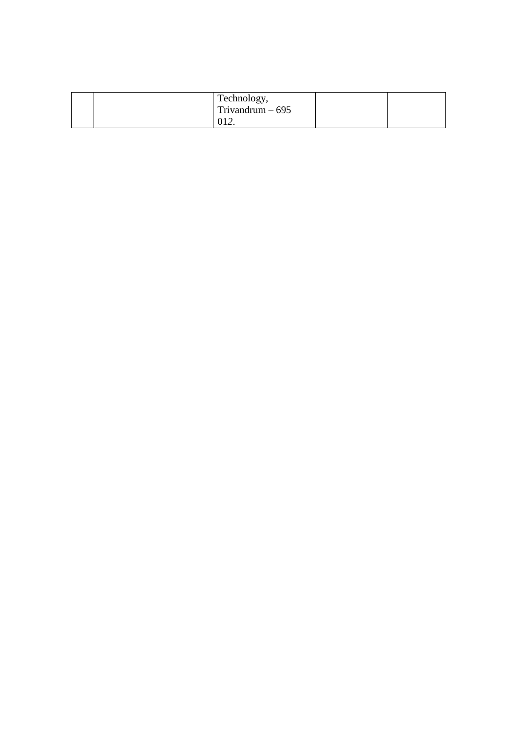| | | | | |
|---|---|---|---|---|
| | | Technology, Trivandrum – 695 012. | | |